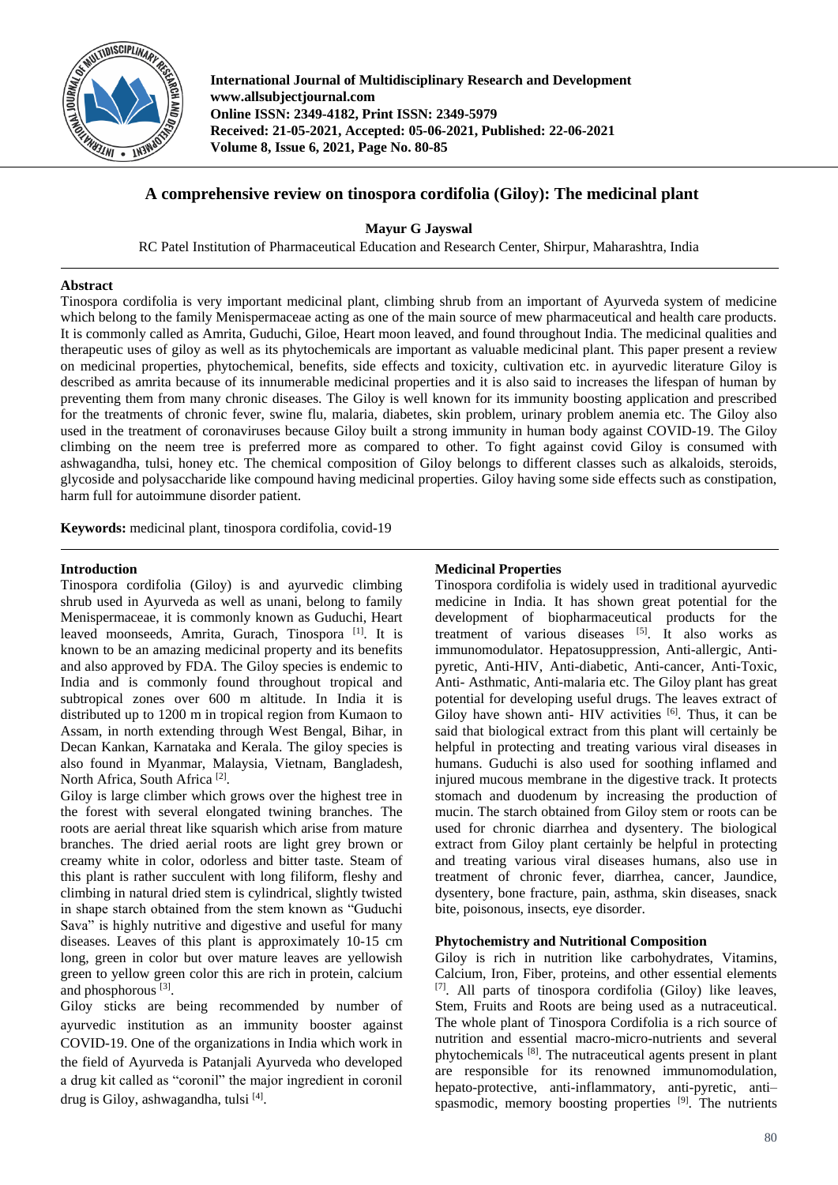International Journal of Multidisciplinary Research and Development
www.allsubjectjournal.com
Online ISSN: 2349-4182, Print ISSN: 2349-5979
Received: 21-05-2021, Accepted: 05-06-2021, Published: 22-06-2021
Volume 8, Issue 6, 2021, Page No. 80-85

# A comprehensive review on tinospora cordifolia (Giloy): The medicinal plant

**Mayur G Jayswal**

RC Patel Institution of Pharmaceutical Education and Research Center, Shirpur, Maharashtra, India

## Abstract

Tinospora cordifolia is very important medicinal plant, climbing shrub from an important of Ayurveda system of medicine which belong to the family Menispermaceae acting as one of the main source of mew pharmaceutical and health care products. It is commonly called as Amrita, Guduchi, Giloe, Heart moon leaved, and found throughout India. The medicinal qualities and therapeutic uses of giloy as well as its phytochemicals are important as valuable medicinal plant. This paper present a review on medicinal properties, phytochemical, benefits, side effects and toxicity, cultivation etc. in ayurvedic literature Giloy is described as amrita because of its innumerable medicinal properties and it is also said to increases the lifespan of human by preventing them from many chronic diseases. The Giloy is well known for its immunity boosting application and prescribed for the treatments of chronic fever, swine flu, malaria, diabetes, skin problem, urinary problem anemia etc. The Giloy also used in the treatment of coronaviruses because Giloy built a strong immunity in human body against COVID-19. The Giloy climbing on the neem tree is preferred more as compared to other. To fight against covid Giloy is consumed with ashwagandha, tulsi, honey etc. The chemical composition of Giloy belongs to different classes such as alkaloids, steroids, glycoside and polysaccharide like compound having medicinal properties. Giloy having some side effects such as constipation, harm full for autoimmune disorder patient.

**Keywords:** medicinal plant, tinospora cordifolia, covid-19

## Introduction

Tinospora cordifolia (Giloy) is and ayurvedic climbing shrub used in Ayurveda as well as unani, belong to family Menispermaceae, it is commonly known as Guduchi, Heart leaved moonseeds, Amrita, Gurach, Tinospora [1]. It is known to be an amazing medicinal property and its benefits and also approved by FDA. The Giloy species is endemic to India and is commonly found throughout tropical and subtropical zones over 600 m altitude. In India it is distributed up to 1200 m in tropical region from Kumaon to Assam, in north extending through West Bengal, Bihar, in Decan Kankan, Karnataka and Kerala. The giloy species is also found in Myanmar, Malaysia, Vietnam, Bangladesh, North Africa, South Africa [2].

Giloy is large climber which grows over the highest tree in the forest with several elongated twining branches. The roots are aerial threat like squarish which arise from mature branches. The dried aerial roots are light grey brown or creamy white in color, odorless and bitter taste. Steam of this plant is rather succulent with long filiform, fleshy and climbing in natural dried stem is cylindrical, slightly twisted in shape starch obtained from the stem known as "Guduchi Sava" is highly nutritive and digestive and useful for many diseases. Leaves of this plant is approximately 10-15 cm long, green in color but over mature leaves are yellowish green to yellow green color this are rich in protein, calcium and phosphorous [3].

Giloy sticks are being recommended by number of ayurvedic institution as an immunity booster against COVID-19. One of the organizations in India which work in the field of Ayurveda is Patanjali Ayurveda who developed a drug kit called as "coronil" the major ingredient in coronil drug is Giloy, ashwagandha, tulsi [4].

## Medicinal Properties

Tinospora cordifolia is widely used in traditional ayurvedic medicine in India. It has shown great potential for the development of biopharmaceutical products for the treatment of various diseases [5]. It also works as immunomodulator. Hepatosuppression, Anti-allergic, Anti-pyretic, Anti-HIV, Anti-diabetic, Anti-cancer, Anti-Toxic, Anti- Asthmatic, Anti-malaria etc. The Giloy plant has great potential for developing useful drugs. The leaves extract of Giloy have shown anti- HIV activities [6]. Thus, it can be said that biological extract from this plant will certainly be helpful in protecting and treating various viral diseases in humans. Guduchi is also used for soothing inflamed and injured mucous membrane in the digestive track. It protects stomach and duodenum by increasing the production of mucin. The starch obtained from Giloy stem or roots can be used for chronic diarrhea and dysentery. The biological extract from Giloy plant certainly be helpful in protecting and treating various viral diseases humans, also use in treatment of chronic fever, diarrhea, cancer, Jaundice, dysentery, bone fracture, pain, asthma, skin diseases, snack bite, poisonous, insects, eye disorder.

## Phytochemistry and Nutritional Composition

Giloy is rich in nutrition like carbohydrates, Vitamins, Calcium, Iron, Fiber, proteins, and other essential elements [7]. All parts of tinospora cordifolia (Giloy) like leaves, Stem, Fruits and Roots are being used as a nutraceutical. The whole plant of Tinospora Cordifolia is a rich source of nutrition and essential macro-micro-nutrients and several phytochemicals [8]. The nutraceutical agents present in plant are responsible for its renowned immunomodulation, hepato-protective, anti-inflammatory, anti-pyretic, anti–spasmodic, memory boosting properties [9]. The nutrients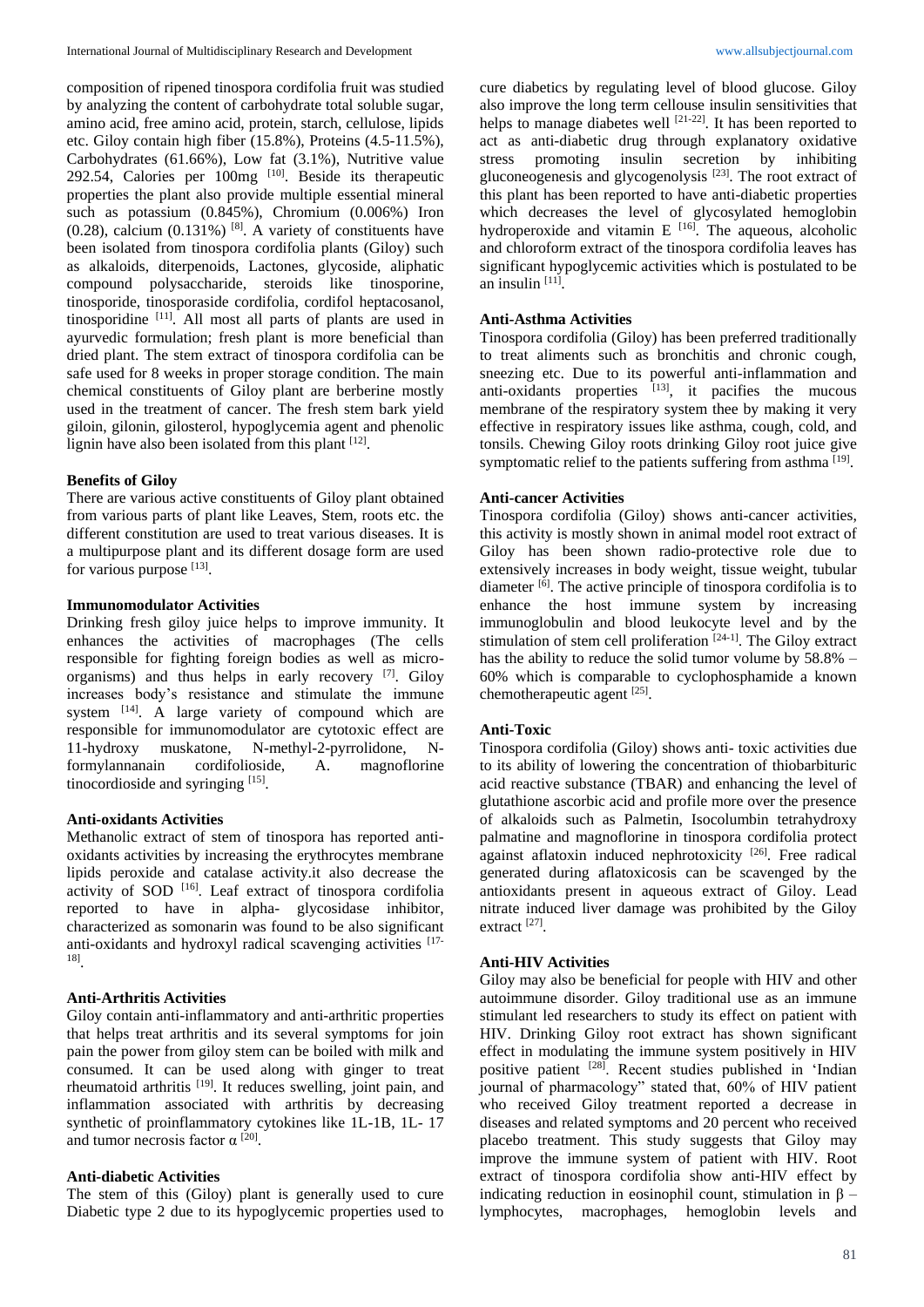composition of ripened tinospora cordifolia fruit was studied by analyzing the content of carbohydrate total soluble sugar, amino acid, free amino acid, protein, starch, cellulose, lipids etc. Giloy contain high fiber (15.8%), Proteins (4.5-11.5%), Carbohydrates (61.66%), Low fat (3.1%), Nutritive value 292.54, Calories per 100mg [10]. Beside its therapeutic properties the plant also provide multiple essential mineral such as potassium (0.845%), Chromium (0.006%) Iron (0.28), calcium (0.131%) [8]. A variety of constituents have been isolated from tinospora cordifolia plants (Giloy) such as alkaloids, diterpenoids, Lactones, glycoside, aliphatic compound polysaccharide, steroids like tinosporine, tinosporide, tinosporaside cordifolia, cordifol heptacosanol, tinosporidine [11]. All most all parts of plants are used in ayurvedic formulation; fresh plant is more beneficial than dried plant. The stem extract of tinospora cordifolia can be safe used for 8 weeks in proper storage condition. The main chemical constituents of Giloy plant are berberine mostly used in the treatment of cancer. The fresh stem bark yield giloin, gilonin, gilosterol, hypoglycemia agent and phenolic lignin have also been isolated from this plant [12].

**Benefits of Giloy**

There are various active constituents of Giloy plant obtained from various parts of plant like Leaves, Stem, roots etc. the different constitution are used to treat various diseases. It is a multipurpose plant and its different dosage form are used for various purpose [13].

**Immunomodulator Activities**

Drinking fresh giloy juice helps to improve immunity. It enhances the activities of macrophages (The cells responsible for fighting foreign bodies as well as micro-organisms) and thus helps in early recovery [7]. Giloy increases body's resistance and stimulate the immune system [14]. A large variety of compound which are responsible for immunomodulator are cytotoxic effect are 11-hydroxy muskatone, N-methyl-2-pyrrolidone, N-formylannanain cordifolioside, A. magnoflorine tinocordioside and syringing [15].

**Anti-oxidants Activities**

Methanolic extract of stem of tinospora has reported anti-oxidants activities by increasing the erythrocytes membrane lipids peroxide and catalase activity.it also decrease the activity of SOD [16]. Leaf extract of tinospora cordifolia reported to have in alpha- glycosidase inhibitor, characterized as somonarin was found to be also significant anti-oxidants and hydroxyl radical scavenging activities [17-18].

**Anti-Arthritis Activities**

Giloy contain anti-inflammatory and anti-arthritic properties that helps treat arthritis and its several symptoms for join pain the power from giloy stem can be boiled with milk and consumed. It can be used along with ginger to treat rheumatoid arthritis [19]. It reduces swelling, joint pain, and inflammation associated with arthritis by decreasing synthetic of proinflammatory cytokines like 1L-1B, 1L- 17 and tumor necrosis factor α [20].

**Anti-diabetic Activities**

The stem of this (Giloy) plant is generally used to cure Diabetic type 2 due to its hypoglycemic properties used to cure diabetics by regulating level of blood glucose. Giloy also improve the long term cellouse insulin sensitivities that helps to manage diabetes well [21-22]. It has been reported to act as anti-diabetic drug through explanatory oxidative stress promoting insulin secretion by inhibiting gluconeogenesis and glycogenolysis [23]. The root extract of this plant has been reported to have anti-diabetic properties which decreases the level of glycosylated hemoglobin hydroperoxide and vitamin E [16]. The aqueous, alcoholic and chloroform extract of the tinospora cordifolia leaves has significant hypoglycemic activities which is postulated to be an insulin [11].

**Anti-Asthma Activities**

Tinospora cordifolia (Giloy) has been preferred traditionally to treat aliments such as bronchitis and chronic cough, sneezing etc. Due to its powerful anti-inflammation and anti-oxidants properties [13], it pacifies the mucous membrane of the respiratory system thee by making it very effective in respiratory issues like asthma, cough, cold, and tonsils. Chewing Giloy roots drinking Giloy root juice give symptomatic relief to the patients suffering from asthma [19].

**Anti-cancer Activities**

Tinospora cordifolia (Giloy) shows anti-cancer activities, this activity is mostly shown in animal model root extract of Giloy has been shown radio-protective role due to extensively increases in body weight, tissue weight, tubular diameter [6]. The active principle of tinospora cordifolia is to enhance the host immune system by increasing immunoglobulin and blood leukocyte level and by the stimulation of stem cell proliferation [24-1]. The Giloy extract has the ability to reduce the solid tumor volume by 58.8% – 60% which is comparable to cyclophosphamide a known chemotherapeutic agent [25].

**Anti-Toxic**

Tinospora cordifolia (Giloy) shows anti- toxic activities due to its ability of lowering the concentration of thiobarbituric acid reactive substance (TBAR) and enhancing the level of glutathione ascorbic acid and profile more over the presence of alkaloids such as Palmetin, Isocolumbin tetrahydroxy palmatine and magnoflorine in tinospora cordifolia protect against aflatoxin induced nephrotoxicity [26]. Free radical generated during aflatoxicosis can be scavenged by the antioxidants present in aqueous extract of Giloy. Lead nitrate induced liver damage was prohibited by the Giloy extract [27].

**Anti-HIV Activities**

Giloy may also be beneficial for people with HIV and other autoimmune disorder. Giloy traditional use as an immune stimulant led researchers to study its effect on patient with HIV. Drinking Giloy root extract has shown significant effect in modulating the immune system positively in HIV positive patient [28]. Recent studies published in 'Indian journal of pharmacology" stated that, 60% of HIV patient who received Giloy treatment reported a decrease in diseases and related symptoms and 20 percent who received placebo treatment. This study suggests that Giloy may improve the immune system of patient with HIV. Root extract of tinospora cordifolia show anti-HIV effect by indicating reduction in eosinophil count, stimulation in β – lymphocytes, macrophages, hemoglobin levels and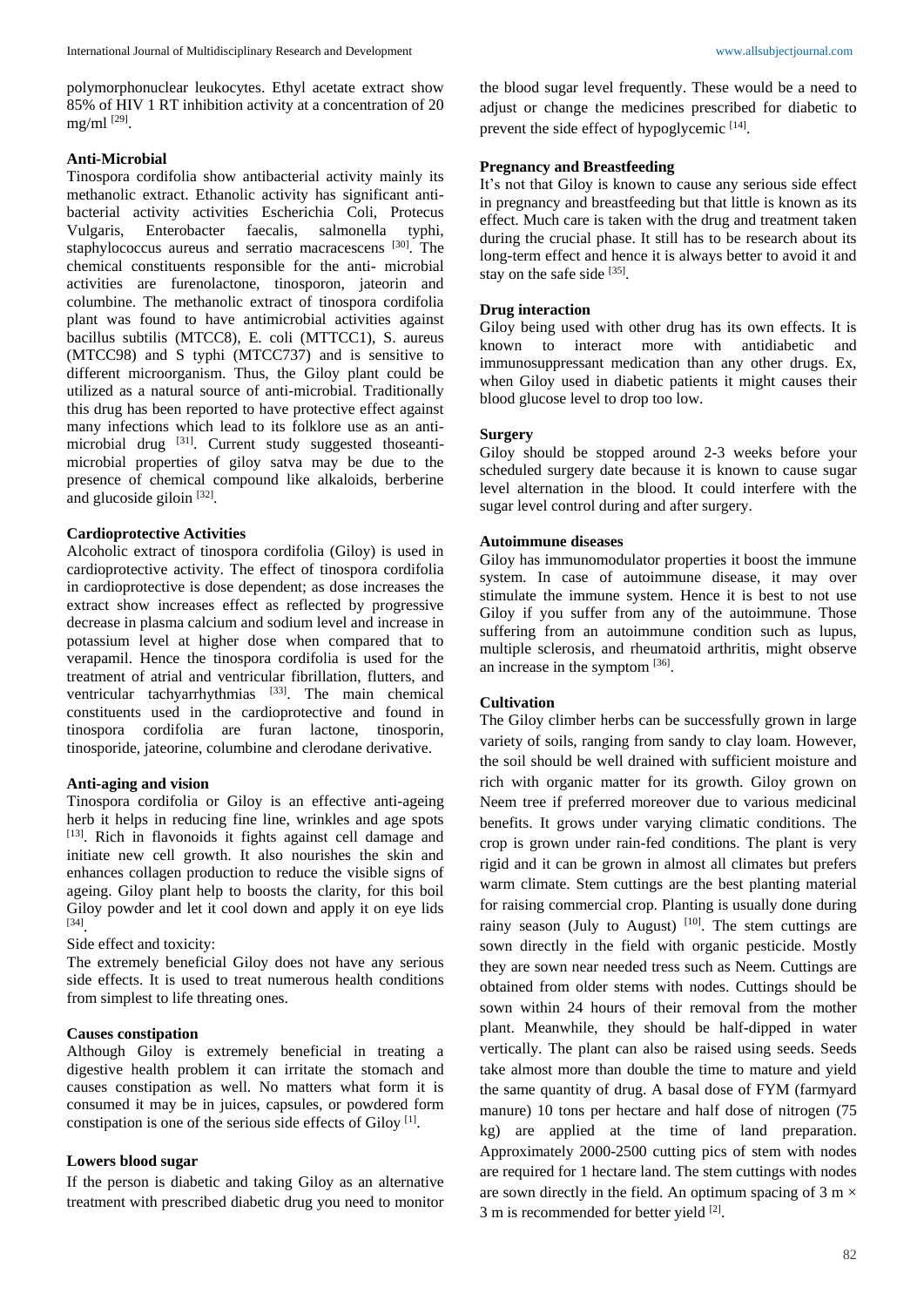polymorphonuclear leukocytes. Ethyl acetate extract show 85% of HIV 1 RT inhibition activity at a concentration of 20 mg/ml [29].

**Anti-Microbial**

Tinospora cordifolia show antibacterial activity mainly its methanolic extract. Ethanolic activity has significant anti-bacterial activity activities Escherichia Coli, Protecus Vulgaris, Enterobacter faecalis, salmonella typhi, staphylococcus aureus and serratio macracescens [30]. The chemical constituents responsible for the anti- microbial activities are furenolactone, tinosporon, jateorin and columbine. The methanolic extract of tinospora cordifolia plant was found to have antimicrobial activities against bacillus subtilis (MTCC8), E. coli (MTTCC1), S. aureus (MTCC98) and S typhi (MTCC737) and is sensitive to different microorganism. Thus, the Giloy plant could be utilized as a natural source of anti-microbial. Traditionally this drug has been reported to have protective effect against many infections which lead to its folklore use as an anti-microbial drug [31]. Current study suggested thoseanti-microbial properties of giloy satva may be due to the presence of chemical compound like alkaloids, berberine and glucoside giloin [32].

**Cardioprotective Activities**

Alcoholic extract of tinospora cordifolia (Giloy) is used in cardioprotective activity. The effect of tinospora cordifolia in cardioprotective is dose dependent; as dose increases the extract show increases effect as reflected by progressive decrease in plasma calcium and sodium level and increase in potassium level at higher dose when compared that to verapamil. Hence the tinospora cordifolia is used for the treatment of atrial and ventricular fibrillation, flutters, and ventricular tachyarrhythmias [33]. The main chemical constituents used in the cardioprotective and found in tinospora cordifolia are furan lactone, tinosporin, tinosporide, jateorine, columbine and clerodane derivative.

**Anti-aging and vision**

Tinospora cordifolia or Giloy is an effective anti-ageing herb it helps in reducing fine line, wrinkles and age spots [13]. Rich in flavonoids it fights against cell damage and initiate new cell growth. It also nourishes the skin and enhances collagen production to reduce the visible signs of ageing. Giloy plant help to boosts the clarity, for this boil Giloy powder and let it cool down and apply it on eye lids [34].

Side effect and toxicity:

The extremely beneficial Giloy does not have any serious side effects. It is used to treat numerous health conditions from simplest to life threating ones.

**Causes constipation**

Although Giloy is extremely beneficial in treating a digestive health problem it can irritate the stomach and causes constipation as well. No matters what form it is consumed it may be in juices, capsules, or powdered form constipation is one of the serious side effects of Giloy [1].

**Lowers blood sugar**

If the person is diabetic and taking Giloy as an alternative treatment with prescribed diabetic drug you need to monitor the blood sugar level frequently. These would be a need to adjust or change the medicines prescribed for diabetic to prevent the side effect of hypoglycemic [14].

**Pregnancy and Breastfeeding**

It's not that Giloy is known to cause any serious side effect in pregnancy and breastfeeding but that little is known as its effect. Much care is taken with the drug and treatment taken during the crucial phase. It still has to be research about its long-term effect and hence it is always better to avoid it and stay on the safe side [35].

**Drug interaction**

Giloy being used with other drug has its own effects. It is known to interact more with antidiabetic and immunosuppressant medication than any other drugs. Ex, when Giloy used in diabetic patients it might causes their blood glucose level to drop too low.

**Surgery**

Giloy should be stopped around 2-3 weeks before your scheduled surgery date because it is known to cause sugar level alternation in the blood. It could interfere with the sugar level control during and after surgery.

**Autoimmune diseases**

Giloy has immunomodulator properties it boost the immune system. In case of autoimmune disease, it may over stimulate the immune system. Hence it is best to not use Giloy if you suffer from any of the autoimmune. Those suffering from an autoimmune condition such as lupus, multiple sclerosis, and rheumatoid arthritis, might observe an increase in the symptom [36].

**Cultivation**

The Giloy climber herbs can be successfully grown in large variety of soils, ranging from sandy to clay loam. However, the soil should be well drained with sufficient moisture and rich with organic matter for its growth. Giloy grown on Neem tree if preferred moreover due to various medicinal benefits. It grows under varying climatic conditions. The crop is grown under rain-fed conditions. The plant is very rigid and it can be grown in almost all climates but prefers warm climate. Stem cuttings are the best planting material for raising commercial crop. Planting is usually done during rainy season (July to August) [10]. The stem cuttings are sown directly in the field with organic pesticide. Mostly they are sown near needed tress such as Neem. Cuttings are obtained from older stems with nodes. Cuttings should be sown within 24 hours of their removal from the mother plant. Meanwhile, they should be half-dipped in water vertically. The plant can also be raised using seeds. Seeds take almost more than double the time to mature and yield the same quantity of drug. A basal dose of FYM (farmyard manure) 10 tons per hectare and half dose of nitrogen (75 kg) are applied at the time of land preparation. Approximately 2000-2500 cutting pics of stem with nodes are required for 1 hectare land. The stem cuttings with nodes are sown directly in the field. An optimum spacing of 3 m × 3 m is recommended for better yield [2].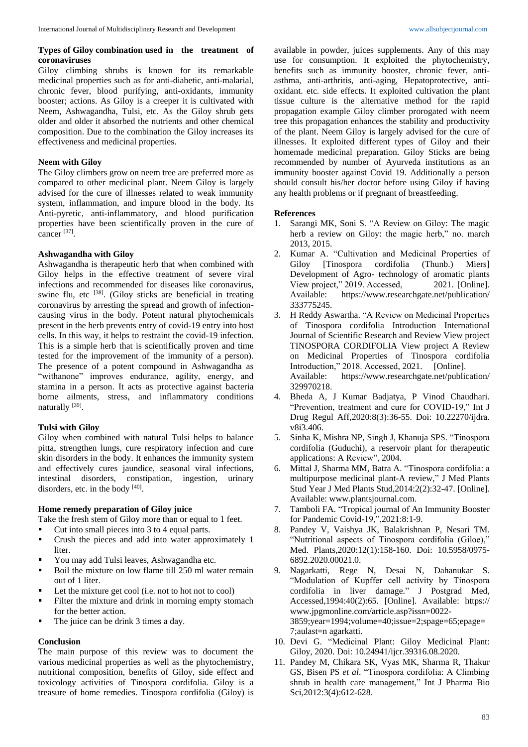### Types of Giloy combination used in the treatment of coronaviruses

Giloy climbing shrubs is known for its remarkable medicinal properties such as for anti-diabetic, anti-malarial, chronic fever, blood purifying, anti-oxidants, immunity booster; actions. As Giloy is a creeper it is cultivated with Neem, Ashwagandha, Tulsi, etc. As the Giloy shrub gets older and older it absorbed the nutrients and other chemical composition. Due to the combination the Giloy increases its effectiveness and medicinal properties.

#### Neem with Giloy

The Giloy climbers grow on neem tree are preferred more as compared to other medicinal plant. Neem Giloy is largely advised for the cure of illnesses related to weak immunity system, inflammation, and impure blood in the body. Its Anti-pyretic, anti-inflammatory, and blood purification properties have been scientifically proven in the cure of cancer [37].

#### Ashwagandha with Giloy

Ashwagandha is therapeutic herb that when combined with Giloy helps in the effective treatment of severe viral infections and recommended for diseases like coronavirus, swine flu, etc [38]. (Giloy sticks are beneficial in treating coronavirus by arresting the spread and growth of infection-causing virus in the body. Potent natural phytochemicals present in the herb prevents entry of covid-19 entry into host cells. In this way, it helps to restraint the covid-19 infection. This is a simple herb that is scientifically proven and time tested for the improvement of the immunity of a person). The presence of a potent compound in Ashwagandha as "withanone" improves endurance, agility, energy, and stamina in a person. It acts as protective against bacteria borne ailments, stress, and inflammatory conditions naturally [39].

#### Tulsi with Giloy

Giloy when combined with natural Tulsi helps to balance pitta, strengthen lungs, cure respiratory infection and cure skin disorders in the body. It enhances the immunity system and effectively cures jaundice, seasonal viral infections, intestinal disorders, constipation, ingestion, urinary disorders, etc. in the body [40].

#### Home remedy preparation of Giloy juice

Take the fresh stem of Giloy more than or equal to 1 feet.

- Cut into small pieces into 3 to 4 equal parts.
- Crush the pieces and add into water approximately 1 liter.
- You may add Tulsi leaves, Ashwagandha etc.
- Boil the mixture on low flame till 250 ml water remain out of 1 liter.
- Let the mixture get cool (i.e. not to hot not to cool)
- Filter the mixture and drink in morning empty stomach for the better action.
- The juice can be drink 3 times a day.

### Conclusion

The main purpose of this review was to document the various medicinal properties as well as the phytochemistry, nutritional composition, benefits of Giloy, side effect and toxicology activities of Tinospora cordifolia. Giloy is a treasure of home remedies. Tinospora cordifolia (Giloy) is available in powder, juices supplements. Any of this may use for consumption. It exploited the phytochemistry, benefits such as immunity booster, chronic fever, anti-asthma, anti-arthritis, anti-aging, Hepatoprotective, anti-oxidant. etc. side effects. It exploited cultivation the plant tissue culture is the alternative method for the rapid propagation example Giloy climber prorogated with neem tree this propagation enhances the stability and productivity of the plant. Neem Giloy is largely advised for the cure of illnesses. It exploited different types of Giloy and their homemade medicinal preparation. Giloy Sticks are being recommended by number of Ayurveda institutions as an immunity booster against Covid 19. Additionally a person should consult his/her doctor before using Giloy if having any health problems or if pregnant of breastfeeding.

### References

1. Sarangi MK, Soni S. "A Review on Giloy: The magic herb a review on Giloy: the magic herb," no. march 2013, 2015.
2. Kumar A. "Cultivation and Medicinal Properties of Giloy [Tinospora cordifolia (Thunb.) Miers] Development of Agro- technology of aromatic plants View project," 2019. Accessed, 2021. [Online]. Available: https://www.researchgate.net/publication/333775245.
3. H Reddy Aswartha. "A Review on Medicinal Properties of Tinospora cordifolia Introduction International Journal of Scientific Research and Review View project TINOSPORA CORDIFOLIA View project A Review on Medicinal Properties of Tinospora cordifolia Introduction," 2018. Accessed, 2021. [Online]. Available: https://www.researchgate.net/publication/329970218.
4. Bheda A, J Kumar Badjatya, P Vinod Chaudhari. "Prevention, treatment and cure for COVID-19," Int J Drug Regul Aff,2020:8(3):36-55. Doi: 10.22270/ijdra.v8i3.406.
5. Sinha K, Mishra NP, Singh J, Khanuja SPS. "Tinospora cordifolia (Guduchi), a reservoir plant for therapeutic applications: A Review", 2004.
6. Mittal J, Sharma MM, Batra A. "Tinospora cordifolia: a multipurpose medicinal plant-A review," J Med Plants Stud Year J Med Plants Stud,2014:2(2):32-47. [Online]. Available: www.plantsjournal.com.
7. Tamboli FA. "Tropical journal of An Immunity Booster for Pandemic Covid-19,",2021:8:1-9.
8. Pandey V, Vaishya JK, Balakrishnan P, Nesari TM. "Nutritional aspects of Tinospora cordifolia (Giloe)," Med. Plants,2020:12(1):158-160. Doi: 10.5958/0975-6892.2020.00021.0.
9. Nagarkatti, Rege N, Desai N, Dahanukar S. "Modulation of Kupffer cell activity by Tinospora cordifolia in liver damage." J Postgrad Med, Accessed,1994:40(2):65. [Online]. Available: https://www.jpgmonline.com/article.asp?issn=0022-3859;year=1994;volume=40;issue=2;spage=65;epage=7;aulast=n agarkatti.
10. Devi G. "Medicinal Plant: Giloy Medicinal Plant: Giloy, 2020. Doi: 10.24941/ijcr.39316.08.2020.
11. Pandey M, Chikara SK, Vyas MK, Sharma R, Thakur GS, Bisen PS *et al*. "Tinospora cordifolia: A Climbing shrub in health care management," Int J Pharma Bio Sci,2012:3(4):612-628.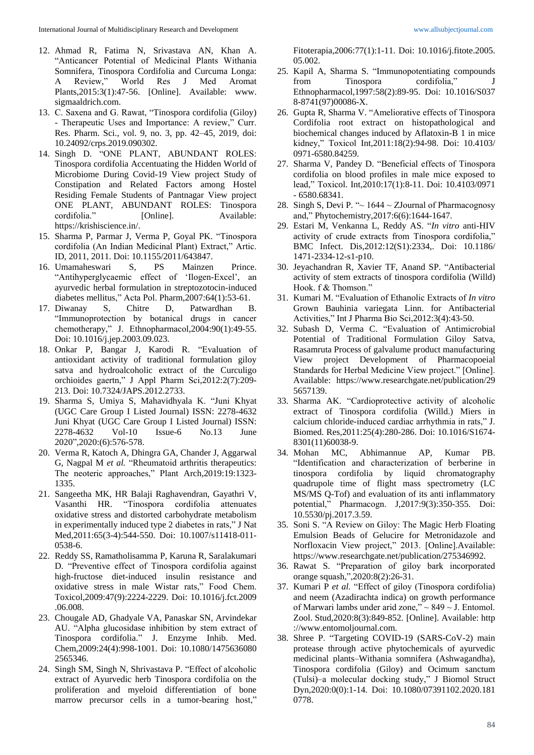12. Ahmad R, Fatima N, Srivastava AN, Khan A. "Anticancer Potential of Medicinal Plants Withania Somnifera, Tinospora Cordifolia and Curcuma Longa: A Review," World Res J Med Aromat Plants,2015:3(1):47-56. [Online]. Available: www.sigmaaldrich.com.
13. C. Saxena and G. Rawat, "Tinospora cordifolia (Giloy) - Therapeutic Uses and Importance: A review," Curr. Res. Pharm. Sci., vol. 9, no. 3, pp. 42–45, 2019, doi: 10.24092/crps.2019.090302.
14. Singh D. "ONE PLANT, ABUNDANT ROLES: Tinospora cordifolia Accentuating the Hidden World of Microbiome During Covid-19 View project Study of Constipation and Related Factors among Hostel Residing Female Students of Pantnagar View project ONE PLANT, ABUNDANT ROLES: Tinospora cordifolia." [Online]. Available: https://krishiscience.in/.
15. Sharma P, Parmar J, Verma P, Goyal PK. "Tinospora cordifolia (An Indian Medicinal Plant) Extract," Artic. ID, 2011, 2011. Doi: 10.1155/2011/643847.
16. Umamaheswari S, PS Mainzen Prince. "Antihyperglycaemic effect of 'Ilogen-Excel', an ayurvedic herbal formulation in streptozotocin-induced diabetes mellitus," Acta Pol. Pharm,2007:64(1):53-61.
17. Diwanay S, Chitre D, Patwardhan B. "Immunoprotection by botanical drugs in cancer chemotherapy," J. Ethnopharmacol,2004:90(1):49-55. Doi: 10.1016/j.jep.2003.09.023.
18. Onkar P, Bangar J, Karodi R. "Evaluation of antioxidant activity of traditional formulation giloy satva and hydroalcoholic extract of the Curculigo orchioides gaertn," J Appl Pharm Sci,2012:2(7):209-213. Doi: 10.7324/JAPS.2012.2733.
19. Sharma S, Umiya S, Mahavidhyala K. "Juni Khyat (UGC Care Group I Listed Journal) ISSN: 2278-4632 Juni Khyat (UGC Care Group I Listed Journal) ISSN: 2278-4632 Vol-10 Issue-6 No.13 June 2020",2020:(6):576-578.
20. Verma R, Katoch A, Dhingra GA, Chander J, Aggarwal G, Nagpal M *et al.* "Rheumatoid arthritis therapeutics: The neoteric approaches," Plant Arch,2019:19:1323-1335.
21. Sangeetha MK, HR Balaji Raghavendran, Gayathri V, Vasanthi HR. "Tinospora cordifolia attenuates oxidative stress and distorted carbohydrate metabolism in experimentally induced type 2 diabetes in rats," J Nat Med,2011:65(3-4):544-550. Doi: 10.1007/s11418-011-0538-6.
22. Reddy SS, Ramatholisamma P, Karuna R, Saralakumari D. "Preventive effect of Tinospora cordifolia against high-fructose diet-induced insulin resistance and oxidative stress in male Wistar rats," Food Chem. Toxicol,2009:47(9):2224-2229. Doi: 10.1016/j.fct.2009.06.008.
23. Chougale AD, Ghadyale VA, Panaskar SN, Arvindekar AU. "Alpha glucosidase inhibition by stem extract of Tinospora cordifolia." J. Enzyme Inhib. Med. Chem,2009:24(4):998-1001. Doi: 10.1080/14756360802565346.
24. Singh SM, Singh N, Shrivastava P. "Effect of alcoholic extract of Ayurvedic herb Tinospora cordifolia on the proliferation and myeloid differentiation of bone marrow precursor cells in a tumor-bearing host," Fitoterapia,2006:77(1):1-11. Doi: 10.1016/j.fitote.2005.05.002.
25. Kapil A, Sharma S. "Immunopotentiating compounds from Tinospora cordifolia," J Ethnopharmacol,1997:58(2):89-95. Doi: 10.1016/S0378-8741(97)00086-X.
26. Gupta R, Sharma V. "Ameliorative effects of Tinospora Cordifolia root extract on histopathological and biochemical changes induced by Aflatoxin-B 1 in mice kidney," Toxicol Int,2011:18(2):94-98. Doi: 10.4103/0971-6580.84259.
27. Sharma V, Pandey D. "Beneficial effects of Tinospora cordifolia on blood profiles in male mice exposed to lead," Toxicol. Int,2010:17(1):8-11. Doi: 10.4103/0971-6580.68341.
28. Singh S, Devi P. "~ 1644 ~ ZJournal of Pharmacognosy and," Phytochemistry,2017:6(6):1644-1647.
29. Estari M, Venkanna L, Reddy AS. "*In vitro* anti-HIV activity of crude extracts from Tinospora cordifolia," BMC Infect. Dis,2012:12(S1):2334,. Doi: 10.1186/1471-2334-12-s1-p10.
30. Jeyachandran R, Xavier TF, Anand SP. "Antibacterial activity of stem extracts of tinospora cordifolia (Willd) Hook. f & Thomson."
31. Kumari M. "Evaluation of Ethanolic Extracts of *In vitro* Grown Bauhinia variegata Linn. for Antibacterial Activities," Int J Pharma Bio Sci,2012:3(4):43-50.
32. Subash D, Verma C. "Evaluation of Antimicrobial Potential of Traditional Formulation Giloy Satva, Rasamruta Process of galvalume product manufacturing View project Development of Pharmacopoeial Standards for Herbal Medicine View project." [Online]. Available: https://www.researchgate.net/publication/295657139.
33. Sharma AK. "Cardioprotective activity of alcoholic extract of Tinospora cordifolia (Willd.) Miers in calcium chloride-induced cardiac arrhythmia in rats," J. Biomed. Res,2011:25(4):280-286. Doi: 10.1016/S1674-8301(11)60038-9.
34. Mohan MC, Abhimannue AP, Kumar PB. "Identification and characterization of berberine in tinospora cordifolia by liquid chromatography quadrupole time of flight mass spectrometry (LC MS/MS Q-Tof) and evaluation of its anti inflammatory potential," Pharmacogn. J,2017:9(3):350-355. Doi: 10.5530/pj.2017.3.59.
35. Soni S. "A Review on Giloy: The Magic Herb Floating Emulsion Beads of Gelucire for Metronidazole and Norfloxacin View project," 2013. [Online].Available: https://www.researchgate.net/publication/275346992.
36. Rawat S. "Preparation of giloy bark incorporated orange squash,",2020:8(2):26-31.
37. Kumari P *et al.* "Effect of giloy (Tinospora cordifolia) and neem (Azadirachta indica) on growth performance of Marwari lambs under arid zone," ~ 849 ~ J. Entomol. Zool. Stud,2020:8(3):849-852. [Online]. Available: http://www.entomoljournal.com.
38. Shree P. "Targeting COVID-19 (SARS-CoV-2) main protease through active phytochemicals of ayurvedic medicinal plants–Withania somnifera (Ashwagandha), Tinospora cordifolia (Giloy) and Ocimum sanctum (Tulsi)–a molecular docking study," J Biomol Struct Dyn,2020:0(0):1-14. Doi: 10.1080/07391102.2020.1810778.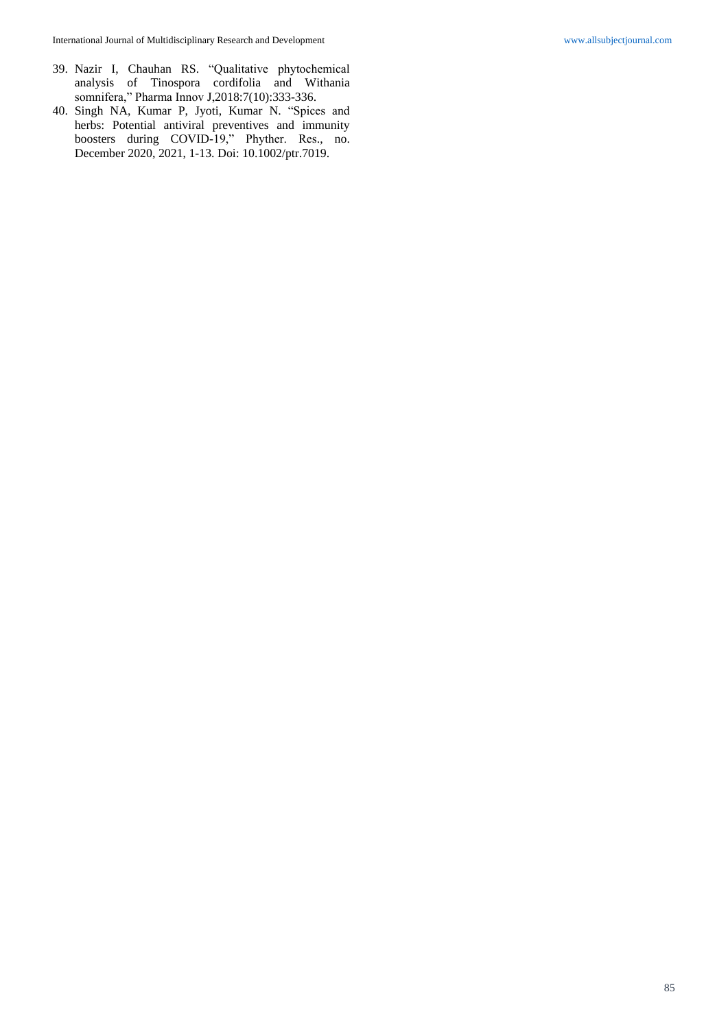39. Nazir I, Chauhan RS. "Qualitative phytochemical analysis of Tinospora cordifolia and Withania somnifera," Pharma Innov J,2018:7(10):333-336.
40. Singh NA, Kumar P, Jyoti, Kumar N. "Spices and herbs: Potential antiviral preventives and immunity boosters during COVID-19," Phyther. Res., no. December 2020, 2021, 1-13. Doi: 10.1002/ptr.7019.